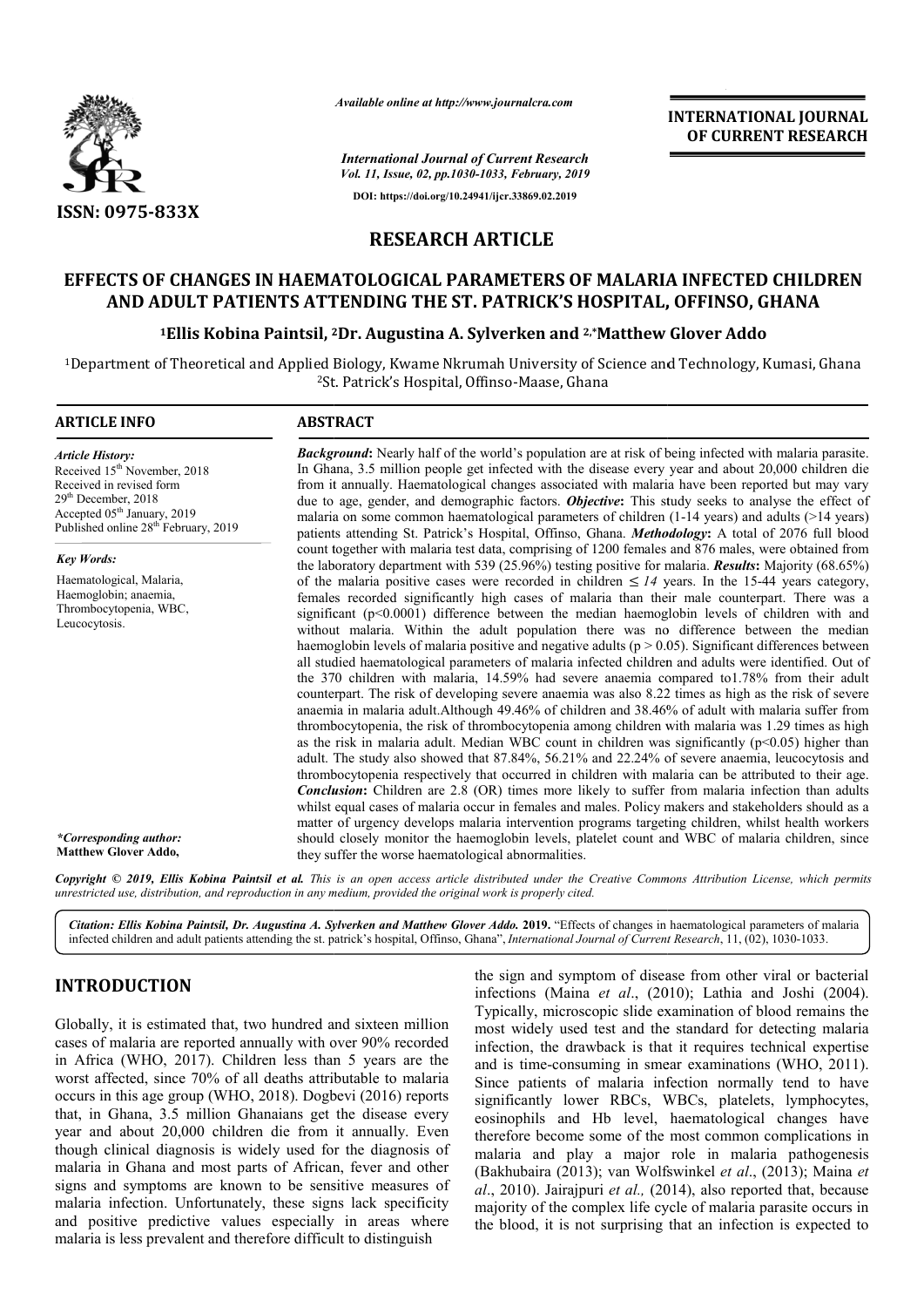*Available online at http://www.journalcra.com*

*International Journal of Current Research*
*Vol. 11, Issue, 02, pp.1030-1033, February, 2019*

**DOI: https://doi.org/10.24941/ijcr.33869.02.2019**

**INTERNATIONAL JOURNAL OF CURRENT RESEARCH**

**ISSN: 0975-833X**

## RESEARCH ARTICLE

# EFFECTS OF CHANGES IN HAEMATOLOGICAL PARAMETERS OF MALARIA INFECTED CHILDREN AND ADULT PATIENTS ATTENDING THE ST. PATRICK'S HOSPITAL, OFFINSO, GHANA

**[1]Ellis Kobina Paintsil, [2]Dr. Augustina A. Sylverken and [2,*]Matthew Glover Addo**

[1]Department of Theoretical and Applied Biology, Kwame Nkrumah University of Science and Technology, Kumasi, Ghana
[2]St. Patrick's Hospital, Offinso-Maase, Ghana

### ARTICLE INFO

*Article History:*
Received 15th November, 2018
Received in revised form
29th December, 2018
Accepted 05th January, 2019
Published online 28th February, 2019

*Key Words:*
Haematological, Malaria, Haemoglobin; anaemia, Thrombocytopenia, WBC, Leucocytosis.

*\*Corresponding author:*
**Matthew Glover Addo,**

### ABSTRACT

***Background*:** Nearly half of the world's population are at risk of being infected with malaria parasite. In Ghana, 3.5 million people get infected with the disease every year and about 20,000 children die from it annually. Haematological changes associated with malaria have been reported but may vary due to age, gender, and demographic factors. ***Objective*:** This study seeks to analyse the effect of malaria on some common haematological parameters of children (1-14 years) and adults (>14 years) patients attending St. Patrick's Hospital, Offinso, Ghana. ***Methodology*:** A total of 2076 full blood count together with malaria test data, comprising of 1200 females and 876 males, were obtained from the laboratory department with 539 (25.96%) testing positive for malaria. ***Results*:** Majority (68.65%) of the malaria positive cases were recorded in children ≤ *14* years. In the 15-44 years category, females recorded significantly high cases of malaria than their male counterpart. There was a significant ($p<0.0001$) difference between the median haemoglobin levels of children with and without malaria. Within the adult population there was no difference between the median haemoglobin levels of malaria positive and negative adults ($p > 0.05$). Significant differences between all studied haematological parameters of malaria infected children and adults were identified. Out of the 370 children with malaria, 14.59% had severe anaemia compared to1.78% from their adult counterpart. The risk of developing severe anaemia was also 8.22 times as high as the risk of severe anaemia in malaria adult.Although 49.46% of children and 38.46% of adult with malaria suffer from thrombocytopenia, the risk of thrombocytopenia among children with malaria was 1.29 times as high as the risk in malaria adult. Median WBC count in children was significantly ($p<0.05$) higher than adult. The study also showed that 87.84%, 56.21% and 22.24% of severe anaemia, leucocytosis and thrombocytopenia respectively that occurred in children with malaria can be attributed to their age. ***Conclusion*:** Children are 2.8 (OR) times more likely to suffer from malaria infection than adults whilst equal cases of malaria occur in females and males. Policy makers and stakeholders should as a matter of urgency develops malaria intervention programs targeting children, whilst health workers should closely monitor the haemoglobin levels, platelet count and WBC of malaria children, since they suffer the worse haematological abnormalities.

*Copyright © 2019, Ellis Kobina Paintsil et al. This is an open access article distributed under the Creative Commons Attribution License, which permits unrestricted use, distribution, and reproduction in any medium, provided the original work is properly cited.*

*Citation: Ellis Kobina Paintsil, Dr. Augustina A. Sylverken and Matthew Glover Addo.* **2019.** "Effects of changes in haematological parameters of malaria infected children and adult patients attending the st. patrick's hospital, Offinso, Ghana", *International Journal of Current Research*, 11, (02), 1030-1033.

## INTRODUCTION

Globally, it is estimated that, two hundred and sixteen million cases of malaria are reported annually with over 90% recorded in Africa (WHO, 2017). Children less than 5 years are the worst affected, since 70% of all deaths attributable to malaria occurs in this age group (WHO, 2018). Dogbevi (2016) reports that, in Ghana, 3.5 million Ghanaians get the disease every year and about 20,000 children die from it annually. Even though clinical diagnosis is widely used for the diagnosis of malaria in Ghana and most parts of African, fever and other signs and symptoms are known to be sensitive measures of malaria infection. Unfortunately, these signs lack specificity and positive predictive values especially in areas where malaria is less prevalent and therefore difficult to distinguish the sign and symptom of disease from other viral or bacterial infections (Maina *et al*., (2010); Lathia and Joshi (2004). Typically, microscopic slide examination of blood remains the most widely used test and the standard for detecting malaria infection, the drawback is that it requires technical expertise and is time-consuming in smear examinations (WHO, 2011). Since patients of malaria infection normally tend to have significantly lower RBCs, WBCs, platelets, lymphocytes, eosinophils and Hb level, haematological changes have therefore become some of the most common complications in malaria and play a major role in malaria pathogenesis (Bakhubaira (2013); van Wolfswinkel *et al*., (2013); Maina *et al*., 2010). Jairajpuri *et al.,* (2014), also reported that, because majority of the complex life cycle of malaria parasite occurs in the blood, it is not surprising that an infection is expected to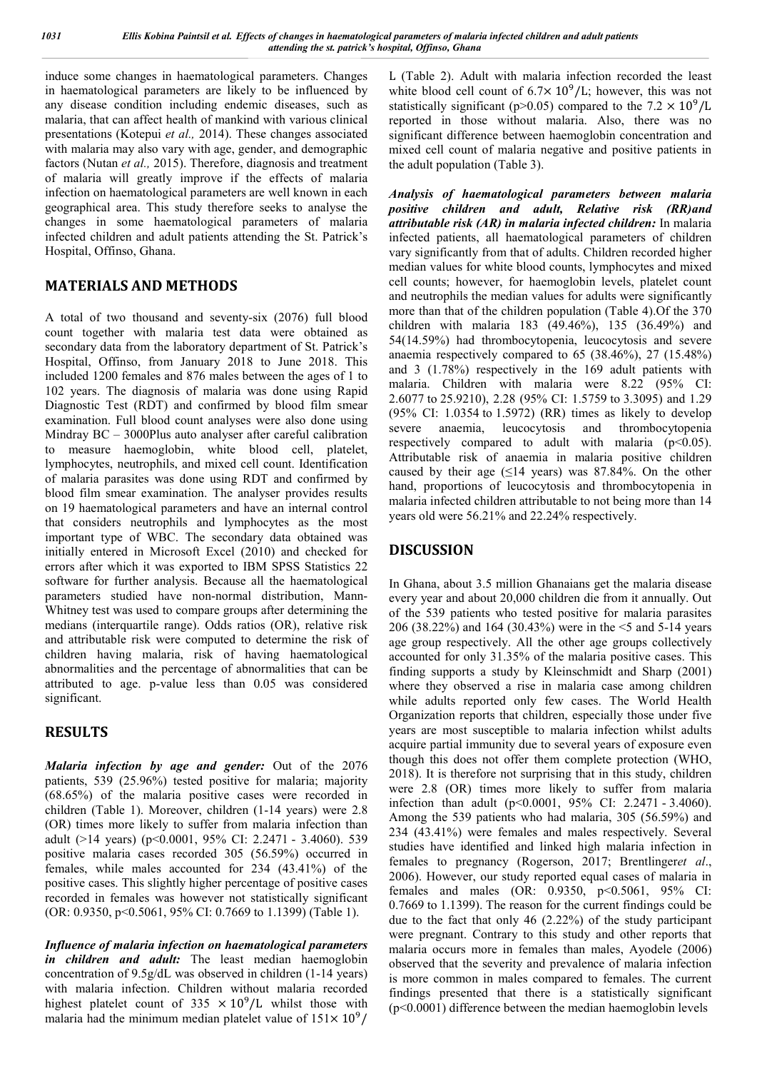induce some changes in haematological parameters. Changes in haematological parameters are likely to be influenced by any disease condition including endemic diseases, such as malaria, that can affect health of mankind with various clinical presentations (Kotepui *et al.,* 2014). These changes associated with malaria may also vary with age, gender, and demographic factors (Nutan *et al.,* 2015). Therefore, diagnosis and treatment of malaria will greatly improve if the effects of malaria infection on haematological parameters are well known in each geographical area. This study therefore seeks to analyse the changes in some haematological parameters of malaria infected children and adult patients attending the St. Patrick's Hospital, Offinso, Ghana.

## MATERIALS AND METHODS

A total of two thousand and seventy-six (2076) full blood count together with malaria test data were obtained as secondary data from the laboratory department of St. Patrick's Hospital, Offinso, from January 2018 to June 2018. This included 1200 females and 876 males between the ages of 1 to 102 years. The diagnosis of malaria was done using Rapid Diagnostic Test (RDT) and confirmed by blood film smear examination. Full blood count analyses were also done using Mindray BC – 3000Plus auto analyser after careful calibration to measure haemoglobin, white blood cell, platelet, lymphocytes, neutrophils, and mixed cell count. Identification of malaria parasites was done using RDT and confirmed by blood film smear examination. The analyser provides results on 19 haematological parameters and have an internal control that considers neutrophils and lymphocytes as the most important type of WBC. The secondary data obtained was initially entered in Microsoft Excel (2010) and checked for errors after which it was exported to IBM SPSS Statistics 22 software for further analysis. Because all the haematological parameters studied have non-normal distribution, Mann-Whitney test was used to compare groups after determining the medians (interquartile range). Odds ratios (OR), relative risk and attributable risk were computed to determine the risk of children having malaria, risk of having haematological abnormalities and the percentage of abnormalities that can be attributed to age. p-value less than 0.05 was considered significant.

## RESULTS

***Malaria infection by age and gender:*** Out of the 2076 patients, 539 (25.96%) tested positive for malaria; majority (68.65%) of the malaria positive cases were recorded in children (Table 1). Moreover, children (1-14 years) were 2.8 (OR) times more likely to suffer from malaria infection than adult (>14 years) ($p<0.0001$, 95% CI: 2.2471 - 3.4060). 539 positive malaria cases recorded 305 (56.59%) occurred in females, while males accounted for 234 (43.41%) of the positive cases. This slightly higher percentage of positive cases recorded in females was however not statistically significant (OR: 0.9350, $p<0.5061$, 95% CI: 0.7669 to 1.1399) (Table 1).

***Influence of malaria infection on haematological parameters in children and adult:*** The least median haemoglobin concentration of 9.5g/dL was observed in children (1-14 years) with malaria infection. Children without malaria recorded highest platelet count of $335 \times 10^9$/L whilst those with malaria had the minimum median platelet value of $151\times 10^9$/L (Table 2). Adult with malaria infection recorded the least white blood cell count of $6.7\times 10^9$/L; however, this was not statistically significant ($p>0.05$) compared to the $7.2 \times 10^9$/L reported in those without malaria. Also, there was no significant difference between haemoglobin concentration and mixed cell count of malaria negative and positive patients in the adult population (Table 3).

***Analysis of haematological parameters between malaria positive children and adult, Relative risk (RR)and attributable risk (AR) in malaria infected children:*** In malaria infected patients, all haematological parameters of children vary significantly from that of adults. Children recorded higher median values for white blood counts, lymphocytes and mixed cell counts; however, for haemoglobin levels, platelet count and neutrophils the median values for adults were significantly more than that of the children population (Table 4).Of the 370 children with malaria 183 (49.46%), 135 (36.49%) and 54(14.59%) had thrombocytopenia, leucocytosis and severe anaemia respectively compared to 65 (38.46%), 27 (15.48%) and 3 (1.78%) respectively in the 169 adult patients with malaria. Children with malaria were 8.22 (95% CI: 2.6077 to 25.9210), 2.28 (95% CI: 1.5759 to 3.3095) and 1.29 (95% CI: 1.0354 to 1.5972) (RR) times as likely to develop severe anaemia, leucocytosis and thrombocytopenia respectively compared to adult with malaria ($p<0.05$). Attributable risk of anaemia in malaria positive children caused by their age (≤14 years) was 87.84%. On the other hand, proportions of leucocytosis and thrombocytopenia in malaria infected children attributable to not being more than 14 years old were 56.21% and 22.24% respectively.

## DISCUSSION

In Ghana, about 3.5 million Ghanaians get the malaria disease every year and about 20,000 children die from it annually. Out of the 539 patients who tested positive for malaria parasites 206 (38.22%) and 164 (30.43%) were in the <5 and 5-14 years age group respectively. All the other age groups collectively accounted for only 31.35% of the malaria positive cases. This finding supports a study by Kleinschmidt and Sharp (2001) where they observed a rise in malaria case among children while adults reported only few cases. The World Health Organization reports that children, especially those under five years are most susceptible to malaria infection whilst adults acquire partial immunity due to several years of exposure even though this does not offer them complete protection (WHO, 2018). It is therefore not surprising that in this study, children were 2.8 (OR) times more likely to suffer from malaria infection than adult ($p<0.0001$, 95% CI: 2.2471 - 3.4060). Among the 539 patients who had malaria, 305 (56.59%) and 234 (43.41%) were females and males respectively. Several studies have identified and linked high malaria infection in females to pregnancy (Rogerson, 2017; Brentlinger*et al*., 2006). However, our study reported equal cases of malaria in females and males (OR: 0.9350, $p<0.5061$, 95% CI: 0.7669 to 1.1399). The reason for the current findings could be due to the fact that only 46 (2.22%) of the study participant were pregnant. Contrary to this study and other reports that malaria occurs more in females than males, Ayodele (2006) observed that the severity and prevalence of malaria infection is more common in males compared to females. The current findings presented that there is a statistically significant ($p<0.0001$) difference between the median haemoglobin levels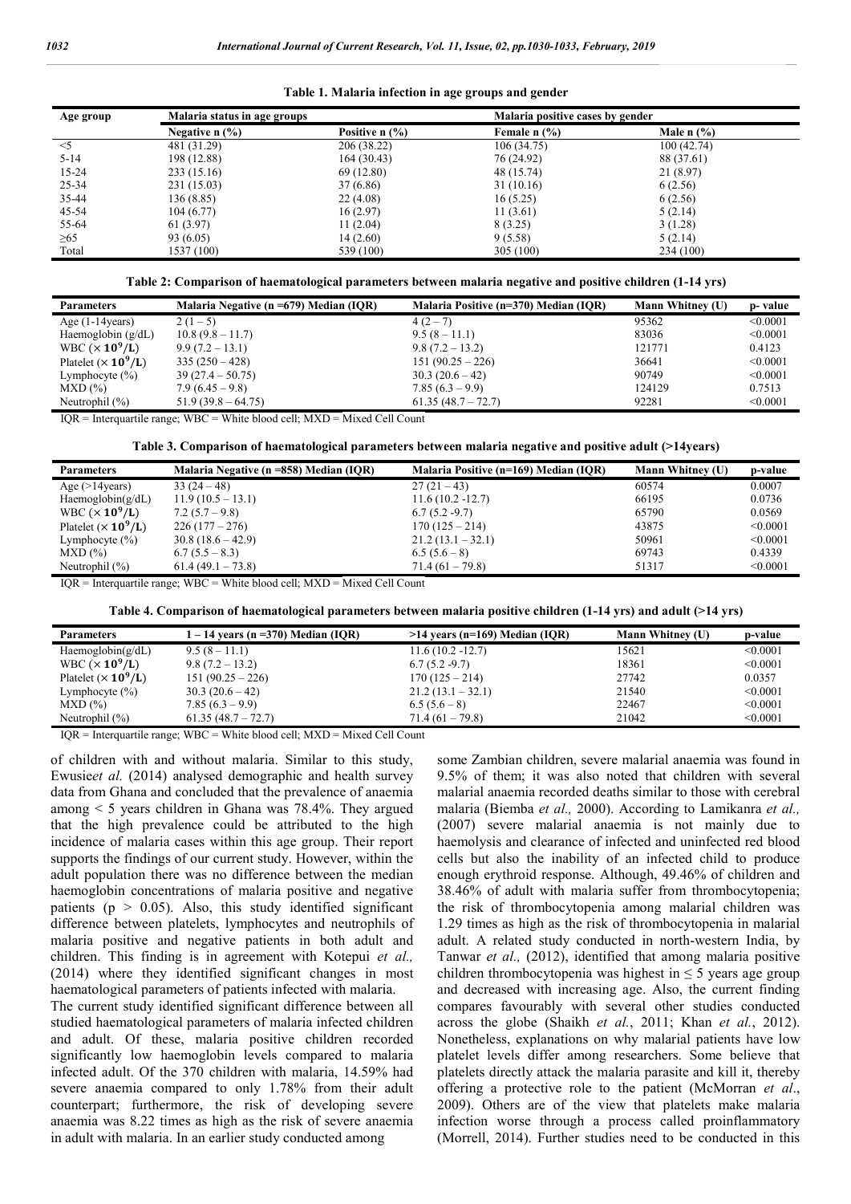**Table 1. Malaria infection in age groups and gender**

| Age group | Malaria status in age groups | | Malaria positive cases by gender | |
|---|---|---|---|---|
| | Negative n (%) | Positive n (%) | Female n (%) | Male n (%) |
| <5 | 481 (31.29) | 206 (38.22) | 106 (34.75) | 100 (42.74) |
| 5-14 | 198 (12.88) | 164 (30.43) | 76 (24.92) | 88 (37.61) |
| 15-24 | 233 (15.16) | 69 (12.80) | 48 (15.74) | 21 (8.97) |
| 25-34 | 231 (15.03) | 37 (6.86) | 31 (10.16) | 6 (2.56) |
| 35-44 | 136 (8.85) | 22 (4.08) | 16 (5.25) | 6 (2.56) |
| 45-54 | 104 (6.77) | 16 (2.97) | 11 (3.61) | 5 (2.14) |
| 55-64 | 61 (3.97) | 11 (2.04) | 8 (3.25) | 3 (1.28) |
| ≥65 | 93 (6.05) | 14 (2.60) | 9 (5.58) | 5 (2.14) |
| Total | 1537 (100) | 539 (100) | 305 (100) | 234 (100) |

**Table 2: Comparison of haematological parameters between malaria negative and positive children (1-14 yrs)**

| Parameters | Malaria Negative (n =679) Median (IQR) | Malaria Positive (n=370) Median (IQR) | Mann Whitney (U) | p- value |
|---|---|---|---|---|
| Age (1-14years) | 2 (1 – 5) | 4 (2 – 7) | 95362 | <0.0001 |
| Haemoglobin (g/dL) | 10.8 (9.8 – 11.7) | 9.5 (8 – 11.1) | 83036 | <0.0001 |
| WBC ($\times 10^9$/L) | 9.9 (7.2 – 13.1) | 9.8 (7.2 – 13.2) | 121771 | 0.4123 |
| Platelet ($\times 10^9$/L) | 335 (250 – 428) | 151 (90.25 – 226) | 36641 | <0.0001 |
| Lymphocyte (%) | 39 (27.4 – 50.75) | 30.3 (20.6 – 42) | 90749 | <0.0001 |
| MXD (%) | 7.9 (6.45 – 9.8) | 7.85 (6.3 – 9.9) | 124129 | 0.7513 |
| Neutrophil (%) | 51.9 (39.8 – 64.75) | 61.35 (48.7 – 72.7) | 92281 | <0.0001 |

IQR = Interquartile range; WBC = White blood cell; MXD = Mixed Cell Count

**Table 3. Comparison of haematological parameters between malaria negative and positive adult (>14years)**

| Parameters | Malaria Negative (n =858) Median (IQR) | Malaria Positive (n=169) Median (IQR) | Mann Whitney (U) | p-value |
|---|---|---|---|---|
| Age (>14years) | 33 (24 – 48) | 27 (21 – 43) | 60574 | 0.0007 |
| Haemoglobin(g/dL) | 11.9 (10.5 – 13.1) | 11.6 (10.2 -12.7) | 66195 | 0.0736 |
| WBC ($\times 10^9$/L) | 7.2 (5.7 – 9.8) | 6.7 (5.2 -9.7) | 65790 | 0.0569 |
| Platelet ($\times 10^9$/L) | 226 (177 – 276) | 170 (125 – 214) | 43875 | <0.0001 |
| Lymphocyte (%) | 30.8 (18.6 – 42.9) | 21.2 (13.1 – 32.1) | 50961 | <0.0001 |
| MXD (%) | 6.7 (5.5 – 8.3) | 6.5 (5.6 – 8) | 69743 | 0.4339 |
| Neutrophil (%) | 61.4 (49.1 – 73.8) | 71.4 (61 – 79.8) | 51317 | <0.0001 |

IQR = Interquartile range; WBC = White blood cell; MXD = Mixed Cell Count

**Table 4. Comparison of haematological parameters between malaria positive children (1-14 yrs) and adult (>14 yrs)**

| Parameters | 1 – 14 years (n =370) Median (IQR) | >14 years (n=169) Median (IQR) | Mann Whitney (U) | p-value |
|---|---|---|---|---|
| Haemoglobin(g/dL) | 9.5 (8 – 11.1) | 11.6 (10.2 -12.7) | 15621 | <0.0001 |
| WBC ($\times 10^9$/L) | 9.8 (7.2 – 13.2) | 6.7 (5.2 -9.7) | 18361 | <0.0001 |
| Platelet ($\times 10^9$/L) | 151 (90.25 – 226) | 170 (125 – 214) | 27742 | 0.0357 |
| Lymphocyte (%) | 30.3 (20.6 – 42) | 21.2 (13.1 – 32.1) | 21540 | <0.0001 |
| MXD (%) | 7.85 (6.3 – 9.9) | 6.5 (5.6 – 8) | 22467 | <0.0001 |
| Neutrophil (%) | 61.35 (48.7 – 72.7) | 71.4 (61 – 79.8) | 21042 | <0.0001 |

IQR = Interquartile range; WBC = White blood cell; MXD = Mixed Cell Count

of children with and without malaria. Similar to this study, Ewusie*et al.* (2014) analysed demographic and health survey data from Ghana and concluded that the prevalence of anaemia among < 5 years children in Ghana was 78.4%. They argued that the high prevalence could be attributed to the high incidence of malaria cases within this age group. Their report supports the findings of our current study. However, within the adult population there was no difference between the median haemoglobin concentrations of malaria positive and negative patients ($p > 0.05$). Also, this study identified significant difference between platelets, lymphocytes and neutrophils of malaria positive and negative patients in both adult and children. This finding is in agreement with Kotepui *et al.,* (2014) where they identified significant changes in most haematological parameters of patients infected with malaria.

The current study identified significant difference between all studied haematological parameters of malaria infected children and adult. Of these, malaria positive children recorded significantly low haemoglobin levels compared to malaria infected adult. Of the 370 children with malaria, 14.59% had severe anaemia compared to only 1.78% from their adult counterpart; furthermore, the risk of developing severe anaemia was 8.22 times as high as the risk of severe anaemia in adult with malaria. In an earlier study conducted among some Zambian children, severe malarial anaemia was found in 9.5% of them; it was also noted that children with several malarial anaemia recorded deaths similar to those with cerebral malaria (Biemba *et al.,* 2000). According to Lamikanra *et al.,* (2007) severe malarial anaemia is not mainly due to haemolysis and clearance of infected and uninfected red blood cells but also the inability of an infected child to produce enough erythroid response. Although, 49.46% of children and 38.46% of adult with malaria suffer from thrombocytopenia; the risk of thrombocytopenia among malarial children was 1.29 times as high as the risk of thrombocytopenia in malarial adult. A related study conducted in north-western India, by Tanwar *et al.,* (2012), identified that among malaria positive children thrombocytopenia was highest in ≤ 5 years age group and decreased with increasing age. Also, the current finding compares favourably with several other studies conducted across the globe (Shaikh *et al.*, 2011; Khan *et al.*, 2012). Nonetheless, explanations on why malarial patients have low platelet levels differ among researchers. Some believe that platelets directly attack the malaria parasite and kill it, thereby offering a protective role to the patient (McMorran *et al*., 2009). Others are of the view that platelets make malaria infection worse through a process called proinflammatory (Morrell, 2014). Further studies need to be conducted in this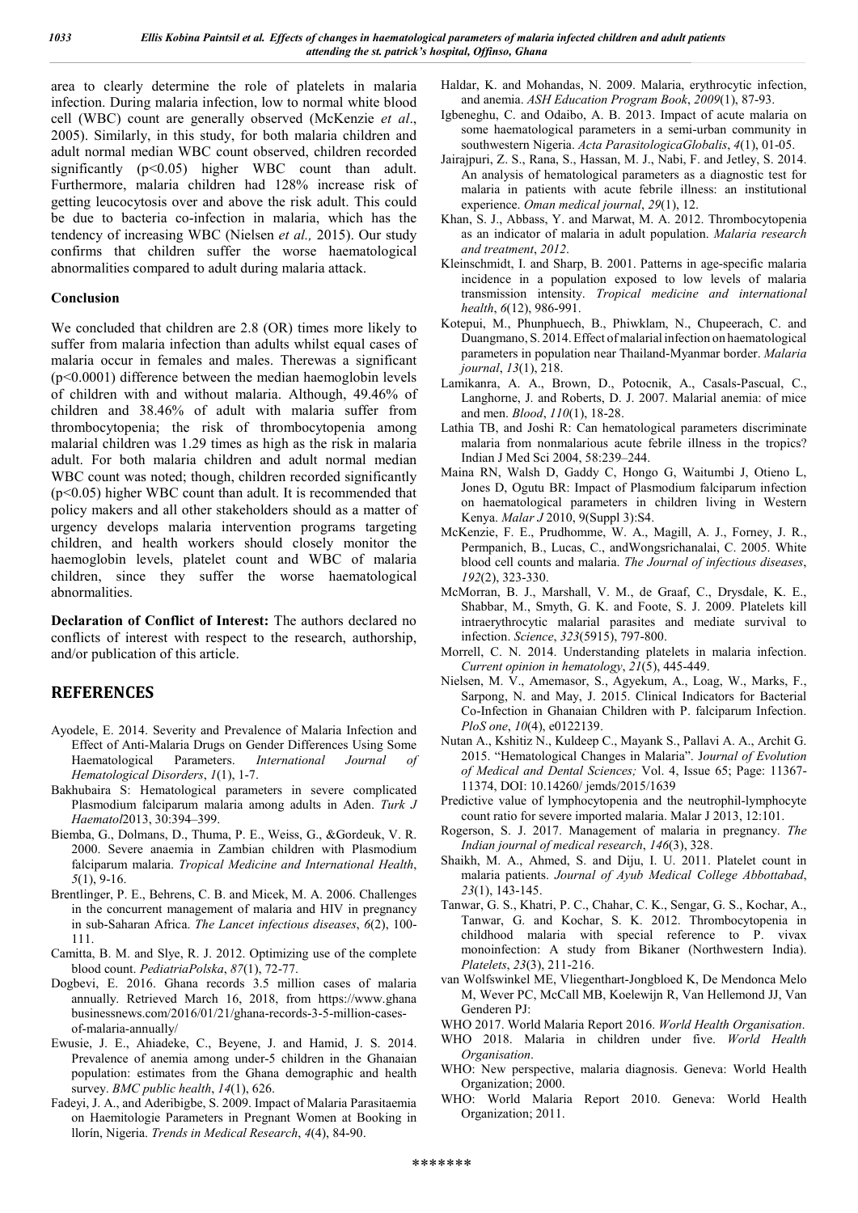area to clearly determine the role of platelets in malaria infection. During malaria infection, low to normal white blood cell (WBC) count are generally observed (McKenzie *et al*., 2005). Similarly, in this study, for both malaria children and adult normal median WBC count observed, children recorded significantly ($p<0.05$) higher WBC count than adult. Furthermore, malaria children had 128% increase risk of getting leucocytosis over and above the risk adult. This could be due to bacteria co-infection in malaria, which has the tendency of increasing WBC (Nielsen *et al.,* 2015). Our study confirms that children suffer the worse haematological abnormalities compared to adult during malaria attack.

### Conclusion

We concluded that children are 2.8 (OR) times more likely to suffer from malaria infection than adults whilst equal cases of malaria occur in females and males. Therewas a significant ($p<0.0001$) difference between the median haemoglobin levels of children with and without malaria. Although, 49.46% of children and 38.46% of adult with malaria suffer from thrombocytopenia; the risk of thrombocytopenia among malarial children was 1.29 times as high as the risk in malaria adult. For both malaria children and adult normal median WBC count was noted; though, children recorded significantly ($p<0.05$) higher WBC count than adult. It is recommended that policy makers and all other stakeholders should as a matter of urgency develops malaria intervention programs targeting children, and health workers should closely monitor the haemoglobin levels, platelet count and WBC of malaria children, since they suffer the worse haematological abnormalities.

**Declaration of Conflict of Interest:** The authors declared no conflicts of interest with respect to the research, authorship, and/or publication of this article.

## REFERENCES

Ayodele, E. 2014. Severity and Prevalence of Malaria Infection and Effect of Anti-Malaria Drugs on Gender Differences Using Some Haematological Parameters. *International Journal of Hematological Disorders*, *1*(1), 1-7.

Bakhubaira S: Hematological parameters in severe complicated Plasmodium falciparum malaria among adults in Aden. *Turk J Haematol*2013, 30:394–399.

Biemba, G., Dolmans, D., Thuma, P. E., Weiss, G., &Gordeuk, V. R. 2000. Severe anaemia in Zambian children with Plasmodium falciparum malaria. *Tropical Medicine and International Health*, *5*(1), 9-16.

Brentlinger, P. E., Behrens, C. B. and Micek, M. A. 2006. Challenges in the concurrent management of malaria and HIV in pregnancy in sub-Saharan Africa. *The Lancet infectious diseases*, *6*(2), 100-111.

Camitta, B. M. and Slye, R. J. 2012. Optimizing use of the complete blood count. *PediatriaPolska*, *87*(1), 72-77.

Dogbevi, E. 2016. Ghana records 3.5 million cases of malaria annually. Retrieved March 16, 2018, from https://www.ghana businessnews.com/2016/01/21/ghana-records-3-5-million-cases-of-malaria-annually/

Ewusie, J. E., Ahiadeke, C., Beyene, J. and Hamid, J. S. 2014. Prevalence of anemia among under-5 children in the Ghanaian population: estimates from the Ghana demographic and health survey. *BMC public health*, *14*(1), 626.

Fadeyi, J. A., and Aderibigbe, S. 2009. Impact of Malaria Parasitaemia on Haemitologie Parameters in Pregnant Women at Booking in llorín, Nigeria. *Trends in Medical Research*, *4*(4), 84-90.

Haldar, K. and Mohandas, N. 2009. Malaria, erythrocytic infection, and anemia. *ASH Education Program Book*, *2009*(1), 87-93.

Igbeneghu, C. and Odaibo, A. B. 2013. Impact of acute malaria on some haematological parameters in a semi-urban community in southwestern Nigeria. *Acta ParasitologicaGlobalis*, *4*(1), 01-05.

Jairajpuri, Z. S., Rana, S., Hassan, M. J., Nabi, F. and Jetley, S. 2014. An analysis of hematological parameters as a diagnostic test for malaria in patients with acute febrile illness: an institutional experience. *Oman medical journal*, *29*(1), 12.

Khan, S. J., Abbass, Y. and Marwat, M. A. 2012. Thrombocytopenia as an indicator of malaria in adult population. *Malaria research and treatment*, *2012*.

Kleinschmidt, I. and Sharp, B. 2001. Patterns in age‐specific malaria incidence in a population exposed to low levels of malaria transmission intensity. *Tropical medicine and international health*, *6*(12), 986-991.

Kotepui, M., Phunphuech, B., Phiwklam, N., Chupeerach, C. and Duangmano, S. 2014. Effect of malarial infection on haematological parameters in population near Thailand-Myanmar border. *Malaria journal*, *13*(1), 218.

Lamikanra, A. A., Brown, D., Potocnik, A., Casals-Pascual, C., Langhorne, J. and Roberts, D. J. 2007. Malarial anemia: of mice and men. *Blood*, *110*(1), 18-28.

Lathia TB, and Joshi R: Can hematological parameters discriminate malaria from nonmalarious acute febrile illness in the tropics? Indian J Med Sci 2004, 58:239–244.

Maina RN, Walsh D, Gaddy C, Hongo G, Waitumbi J, Otieno L, Jones D, Ogutu BR: Impact of Plasmodium falciparum infection on haematological parameters in children living in Western Kenya. *Malar J* 2010, 9(Suppl 3):S4.

McKenzie, F. E., Prudhomme, W. A., Magill, A. J., Forney, J. R., Permpanich, B., Lucas, C., andWongsrichanalai, C. 2005. White blood cell counts and malaria. *The Journal of infectious diseases*, *192*(2), 323-330.

McMorran, B. J., Marshall, V. M., de Graaf, C., Drysdale, K. E., Shabbar, M., Smyth, G. K. and Foote, S. J. 2009. Platelets kill intraerythrocytic malarial parasites and mediate survival to infection. *Science*, *323*(5915), 797-800.

Morrell, C. N. 2014. Understanding platelets in malaria infection. *Current opinion in hematology*, *21*(5), 445-449.

Nielsen, M. V., Amemasor, S., Agyekum, A., Loag, W., Marks, F., Sarpong, N. and May, J. 2015. Clinical Indicators for Bacterial Co-Infection in Ghanaian Children with P. falciparum Infection. *PloS one*, *10*(4), e0122139.

Nutan A., Kshitiz N., Kuldeep C., Mayank S., Pallavi A. A., Archit G. 2015. "Hematological Changes in Malaria". J*ournal of Evolution of Medical and Dental Sciences;* Vol. 4, Issue 65; Page: 11367-11374, DOI: 10.14260/ jemds/2015/1639

Predictive value of lymphocytopenia and the neutrophil-lymphocyte count ratio for severe imported malaria. Malar J 2013, 12:101.

Rogerson, S. J. 2017. Management of malaria in pregnancy. *The Indian journal of medical research*, *146*(3), 328.

Shaikh, M. A., Ahmed, S. and Diju, I. U. 2011. Platelet count in malaria patients. *Journal of Ayub Medical College Abbottabad*, *23*(1), 143-145.

Tanwar, G. S., Khatri, P. C., Chahar, C. K., Sengar, G. S., Kochar, A., Tanwar, G. and Kochar, S. K. 2012. Thrombocytopenia in childhood malaria with special reference to P. vivax monoinfection: A study from Bikaner (Northwestern India). *Platelets*, *23*(3), 211-216.

van Wolfswinkel ME, Vliegenthart-Jongbloed K, De Mendonca Melo M, Wever PC, McCall MB, Koelewijn R, Van Hellemond JJ, Van Genderen PJ:

WHO 2017. World Malaria Report 2016. *World Health Organisation*.

WHO 2018. Malaria in children under five. *World Health Organisation*.

WHO: New perspective, malaria diagnosis. Geneva: World Health Organization; 2000.

WHO: World Malaria Report 2010. Geneva: World Health Organization; 2011.

\*\*\*\*\*\*\*